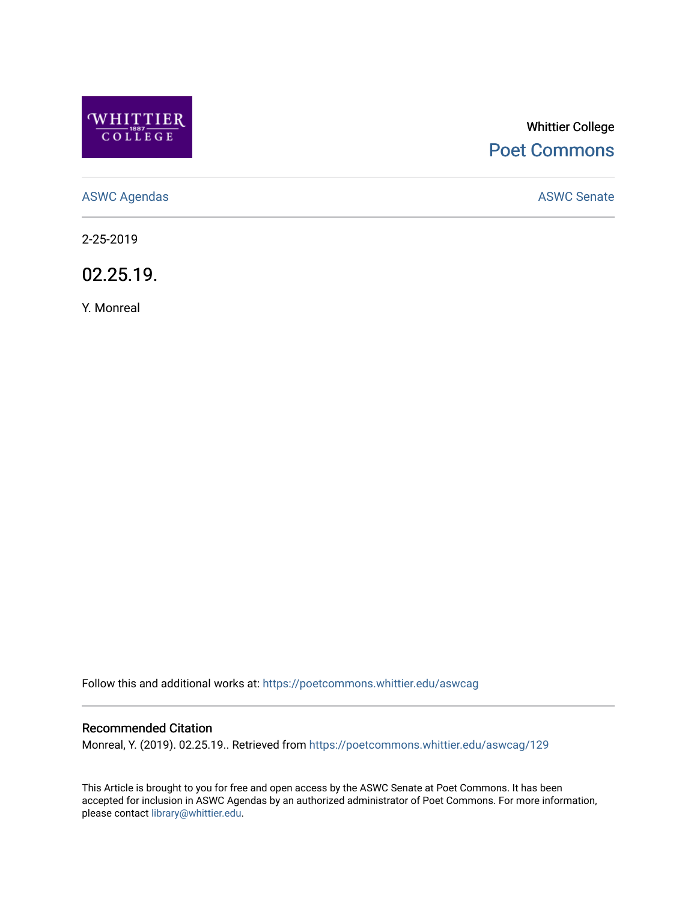Whittier College

Poet Commons

ASWC Agendas

ASWC Senate

2-25-2019

# 02.25.19.

Y. Monreal

Follow this and additional works at: https://poetcommons.whittier.edu/aswcag

## Recommended Citation

Monreal, Y. (2019). 02.25.19.. Retrieved from https://poetcommons.whittier.edu/aswcag/129

This Article is brought to you for free and open access by the ASWC Senate at Poet Commons. It has been accepted for inclusion in ASWC Agendas by an authorized administrator of Poet Commons. For more information, please contact library@whittier.edu.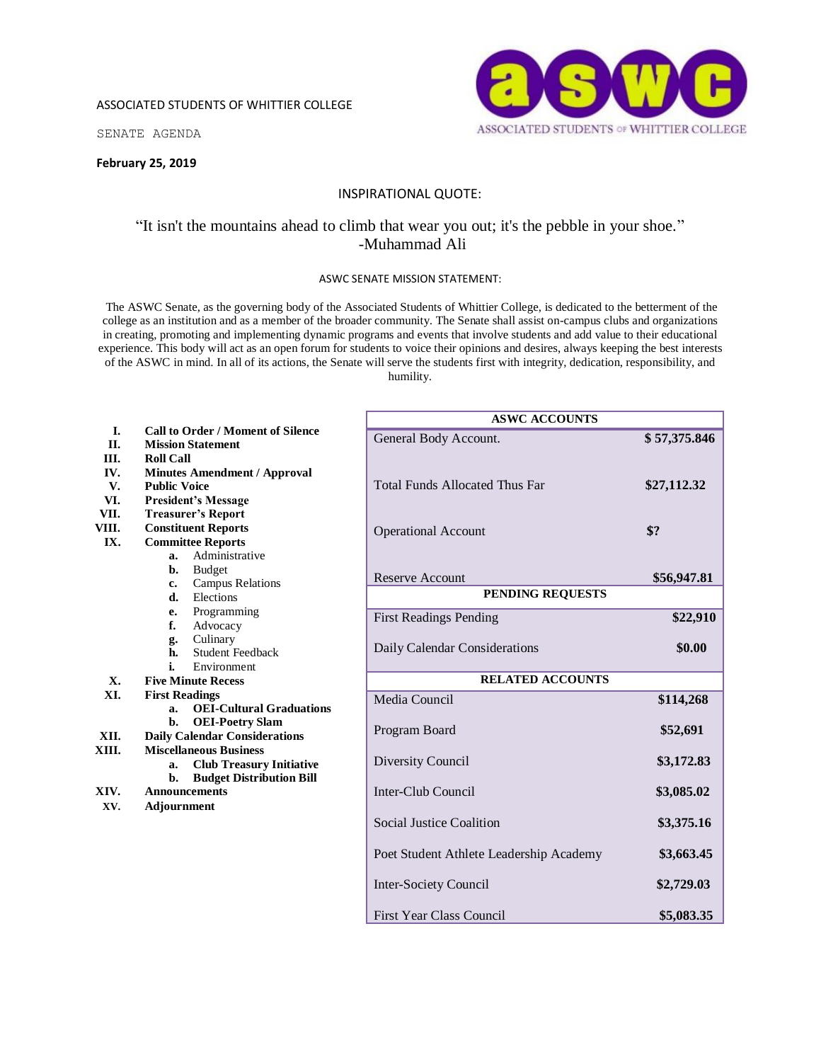ASSOCIATED STUDENTS OF WHITTIER COLLEGE

SENATE AGENDA

**February 25, 2019**

INSPIRATIONAL QUOTE:

"It isn't the mountains ahead to climb that wear you out; it's the pebble in your shoe."
-Muhammad Ali

ASWC SENATE MISSION STATEMENT:

The ASWC Senate, as the governing body of the Associated Students of Whittier College, is dedicated to the betterment of the college as an institution and as a member of the broader community. The Senate shall assist on-campus clubs and organizations in creating, promoting and implementing dynamic programs and events that involve students and add value to their educational experience. This body will act as an open forum for students to voice their opinions and desires, always keeping the best interests of the ASWC in mind. In all of its actions, the Senate will serve the students first with integrity, dedication, responsibility, and humility.

I. **Call to Order / Moment of Silence**
II. **Mission Statement**
III. **Roll Call**
IV. **Minutes Amendment / Approval**
V. **Public Voice**
VI. **President's Message**
VII. **Treasurer's Report**
VIII. **Constituent Reports**
IX. **Committee Reports**
   a. Administrative
   b. Budget
   c. Campus Relations
   d. Elections
   e. Programming
   f. Advocacy
   g. Culinary
   h. Student Feedback
   i. Environment
X. **Five Minute Recess**
XI. **First Readings**
   a. **OEI-Cultural Graduations**
   b. **OEI-Poetry Slam**
XII. **Daily Calendar Considerations**
XIII. **Miscellaneous Business**
   a. **Club Treasury Initiative**
   b. **Budget Distribution Bill**
XIV. **Announcements**
XV. **Adjournment**

| ASWC ACCOUNTS | |
|---|---|
| General Body Account. | $ 57,375.846 |
| Total Funds Allocated Thus Far | $27,112.32 |
| Operational Account | $? |
| Reserve Account | $56,947.81 |
| **PENDING REQUESTS** | |
| First Readings Pending | $22,910 |
| Daily Calendar Considerations | $0.00 |
| **RELATED ACCOUNTS** | |
| Media Council | $114,268 |
| Program Board | $52,691 |
| Diversity Council | $3,172.83 |
| Inter-Club Council | $3,085.02 |
| Social Justice Coalition | $3,375.16 |
| Poet Student Athlete Leadership Academy | $3,663.45 |
| Inter-Society Council | $2,729.03 |
| First Year Class Council | $5,083.35 |